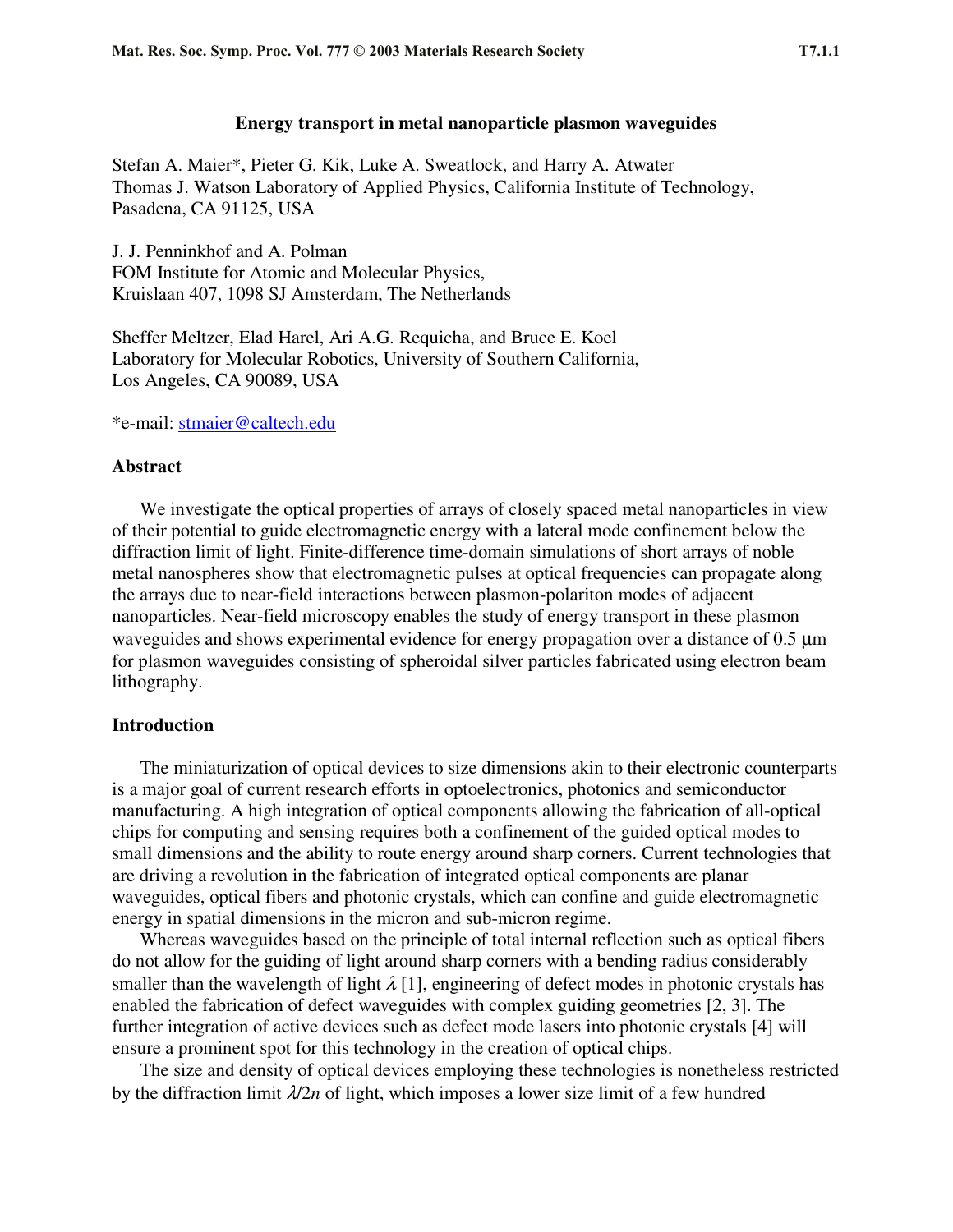# Energy transport in metal nanoparticle plasmon waveguides

Stefan A. Maier*, Pieter G. Kik, Luke A. Sweatlock, and Harry A. Atwater
Thomas J. Watson Laboratory of Applied Physics, California Institute of Technology, Pasadena, CA 91125, USA

J. J. Penninkhof and A. Polman
FOM Institute for Atomic and Molecular Physics, Kruislaan 407, 1098 SJ Amsterdam, The Netherlands

Sheffer Meltzer, Elad Harel, Ari A.G. Requicha, and Bruce E. Koel
Laboratory for Molecular Robotics, University of Southern California, Los Angeles, CA 90089, USA

*e-mail: stmaier@caltech.edu

## Abstract

We investigate the optical properties of arrays of closely spaced metal nanoparticles in view of their potential to guide electromagnetic energy with a lateral mode confinement below the diffraction limit of light. Finite-difference time-domain simulations of short arrays of noble metal nanospheres show that electromagnetic pulses at optical frequencies can propagate along the arrays due to near-field interactions between plasmon-polariton modes of adjacent nanoparticles. Near-field microscopy enables the study of energy transport in these plasmon waveguides and shows experimental evidence for energy propagation over a distance of 0.5 µm for plasmon waveguides consisting of spheroidal silver particles fabricated using electron beam lithography.

## Introduction

The miniaturization of optical devices to size dimensions akin to their electronic counterparts is a major goal of current research efforts in optoelectronics, photonics and semiconductor manufacturing. A high integration of optical components allowing the fabrication of all-optical chips for computing and sensing requires both a confinement of the guided optical modes to small dimensions and the ability to route energy around sharp corners. Current technologies that are driving a revolution in the fabrication of integrated optical components are planar waveguides, optical fibers and photonic crystals, which can confine and guide electromagnetic energy in spatial dimensions in the micron and sub-micron regime.

Whereas waveguides based on the principle of total internal reflection such as optical fibers do not allow for the guiding of light around sharp corners with a bending radius considerably smaller than the wavelength of light $\lambda$ [1], engineering of defect modes in photonic crystals has enabled the fabrication of defect waveguides with complex guiding geometries [2, 3]. The further integration of active devices such as defect mode lasers into photonic crystals [4] will ensure a prominent spot for this technology in the creation of optical chips.

The size and density of optical devices employing these technologies is nonetheless restricted by the diffraction limit $\lambda/2n$ of light, which imposes a lower size limit of a few hundred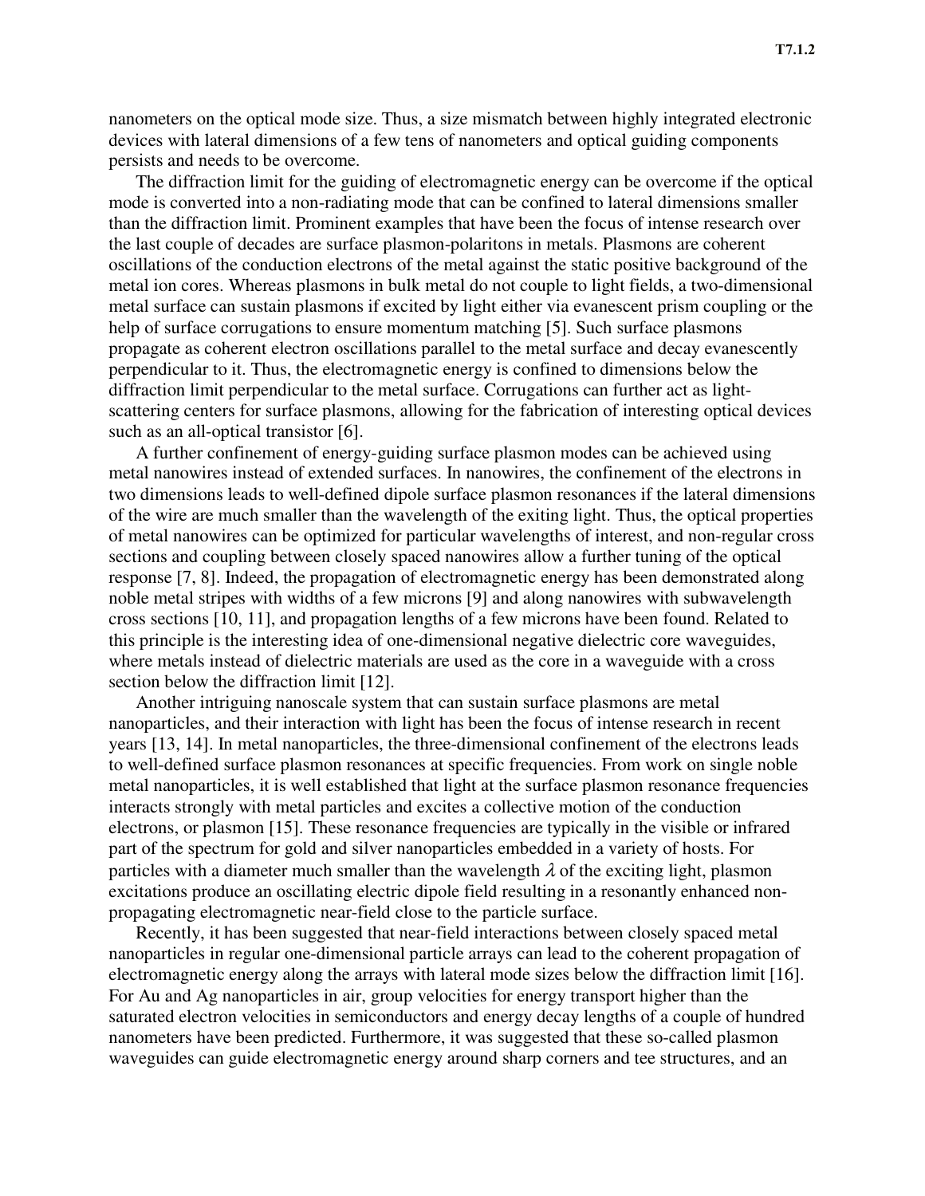nanometers on the optical mode size. Thus, a size mismatch between highly integrated electronic devices with lateral dimensions of a few tens of nanometers and optical guiding components persists and needs to be overcome.

The diffraction limit for the guiding of electromagnetic energy can be overcome if the optical mode is converted into a non-radiating mode that can be confined to lateral dimensions smaller than the diffraction limit. Prominent examples that have been the focus of intense research over the last couple of decades are surface plasmon-polaritons in metals. Plasmons are coherent oscillations of the conduction electrons of the metal against the static positive background of the metal ion cores. Whereas plasmons in bulk metal do not couple to light fields, a two-dimensional metal surface can sustain plasmons if excited by light either via evanescent prism coupling or the help of surface corrugations to ensure momentum matching [5]. Such surface plasmons propagate as coherent electron oscillations parallel to the metal surface and decay evanescently perpendicular to it. Thus, the electromagnetic energy is confined to dimensions below the diffraction limit perpendicular to the metal surface. Corrugations can further act as light-scattering centers for surface plasmons, allowing for the fabrication of interesting optical devices such as an all-optical transistor [6].

A further confinement of energy-guiding surface plasmon modes can be achieved using metal nanowires instead of extended surfaces. In nanowires, the confinement of the electrons in two dimensions leads to well-defined dipole surface plasmon resonances if the lateral dimensions of the wire are much smaller than the wavelength of the exiting light. Thus, the optical properties of metal nanowires can be optimized for particular wavelengths of interest, and non-regular cross sections and coupling between closely spaced nanowires allow a further tuning of the optical response [7, 8]. Indeed, the propagation of electromagnetic energy has been demonstrated along noble metal stripes with widths of a few microns [9] and along nanowires with subwavelength cross sections [10, 11], and propagation lengths of a few microns have been found. Related to this principle is the interesting idea of one-dimensional negative dielectric core waveguides, where metals instead of dielectric materials are used as the core in a waveguide with a cross section below the diffraction limit [12].

Another intriguing nanoscale system that can sustain surface plasmons are metal nanoparticles, and their interaction with light has been the focus of intense research in recent years [13, 14]. In metal nanoparticles, the three-dimensional confinement of the electrons leads to well-defined surface plasmon resonances at specific frequencies. From work on single noble metal nanoparticles, it is well established that light at the surface plasmon resonance frequencies interacts strongly with metal particles and excites a collective motion of the conduction electrons, or plasmon [15]. These resonance frequencies are typically in the visible or infrared part of the spectrum for gold and silver nanoparticles embedded in a variety of hosts. For particles with a diameter much smaller than the wavelength $\lambda$ of the exciting light, plasmon excitations produce an oscillating electric dipole field resulting in a resonantly enhanced non-propagating electromagnetic near-field close to the particle surface.

Recently, it has been suggested that near-field interactions between closely spaced metal nanoparticles in regular one-dimensional particle arrays can lead to the coherent propagation of electromagnetic energy along the arrays with lateral mode sizes below the diffraction limit [16]. For Au and Ag nanoparticles in air, group velocities for energy transport higher than the saturated electron velocities in semiconductors and energy decay lengths of a couple of hundred nanometers have been predicted. Furthermore, it was suggested that these so-called plasmon waveguides can guide electromagnetic energy around sharp corners and tee structures, and an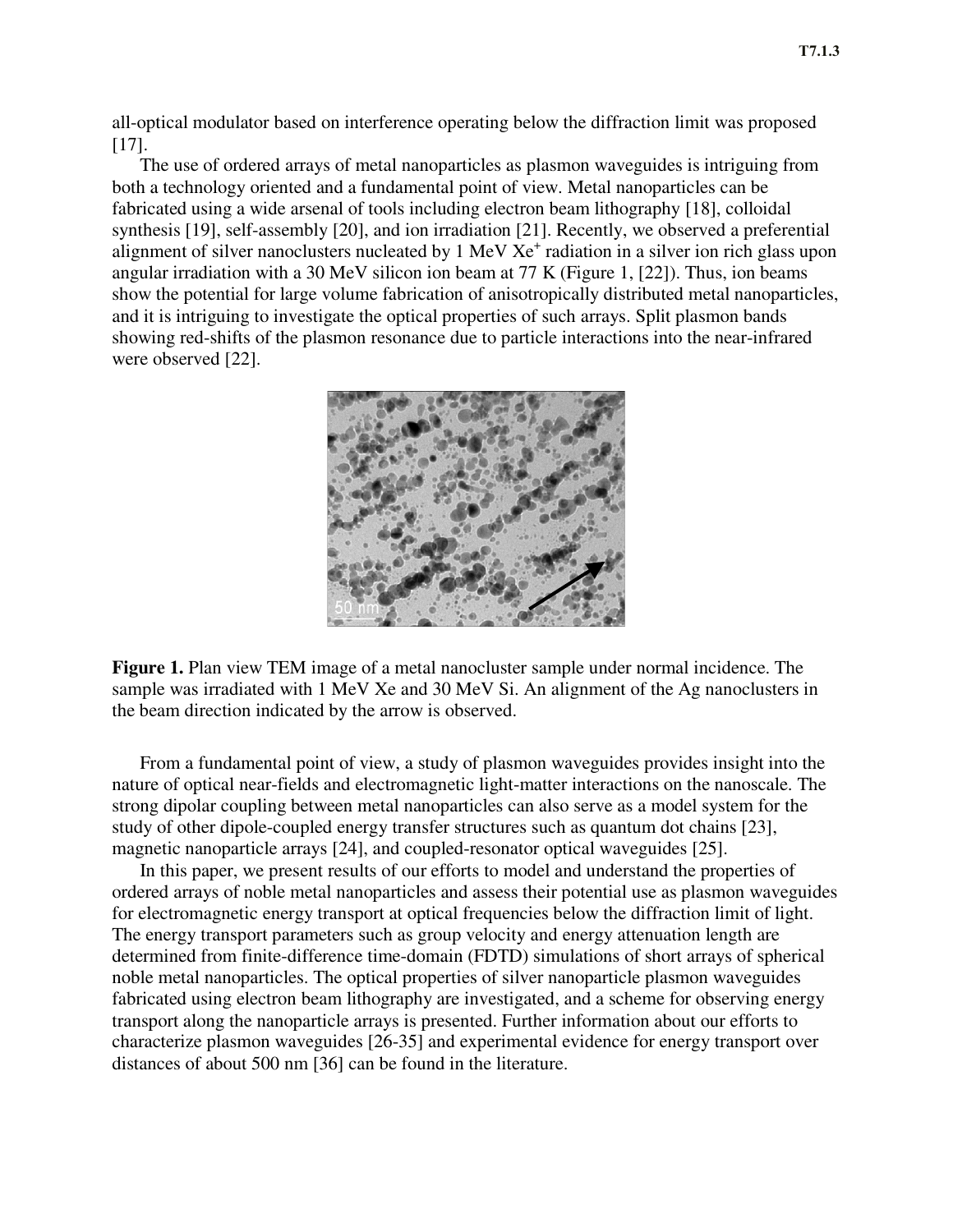all-optical modulator based on interference operating below the diffraction limit was proposed [17].

The use of ordered arrays of metal nanoparticles as plasmon waveguides is intriguing from both a technology oriented and a fundamental point of view. Metal nanoparticles can be fabricated using a wide arsenal of tools including electron beam lithography [18], colloidal synthesis [19], self-assembly [20], and ion irradiation [21]. Recently, we observed a preferential alignment of silver nanoclusters nucleated by 1 MeV $Xe^+$ radiation in a silver ion rich glass upon angular irradiation with a 30 MeV silicon ion beam at 77 K (Figure 1, [22]). Thus, ion beams show the potential for large volume fabrication of anisotropically distributed metal nanoparticles, and it is intriguing to investigate the optical properties of such arrays. Split plasmon bands showing red-shifts of the plasmon resonance due to particle interactions into the near-infrared were observed [22].

**Figure 1.** Plan view TEM image of a metal nanocluster sample under normal incidence. The sample was irradiated with 1 MeV Xe and 30 MeV Si. An alignment of the Ag nanoclusters in the beam direction indicated by the arrow is observed.

From a fundamental point of view, a study of plasmon waveguides provides insight into the nature of optical near-fields and electromagnetic light-matter interactions on the nanoscale. The strong dipolar coupling between metal nanoparticles can also serve as a model system for the study of other dipole-coupled energy transfer structures such as quantum dot chains [23], magnetic nanoparticle arrays [24], and coupled-resonator optical waveguides [25].

In this paper, we present results of our efforts to model and understand the properties of ordered arrays of noble metal nanoparticles and assess their potential use as plasmon waveguides for electromagnetic energy transport at optical frequencies below the diffraction limit of light. The energy transport parameters such as group velocity and energy attenuation length are determined from finite-difference time-domain (FDTD) simulations of short arrays of spherical noble metal nanoparticles. The optical properties of silver nanoparticle plasmon waveguides fabricated using electron beam lithography are investigated, and a scheme for observing energy transport along the nanoparticle arrays is presented. Further information about our efforts to characterize plasmon waveguides [26-35] and experimental evidence for energy transport over distances of about 500 nm [36] can be found in the literature.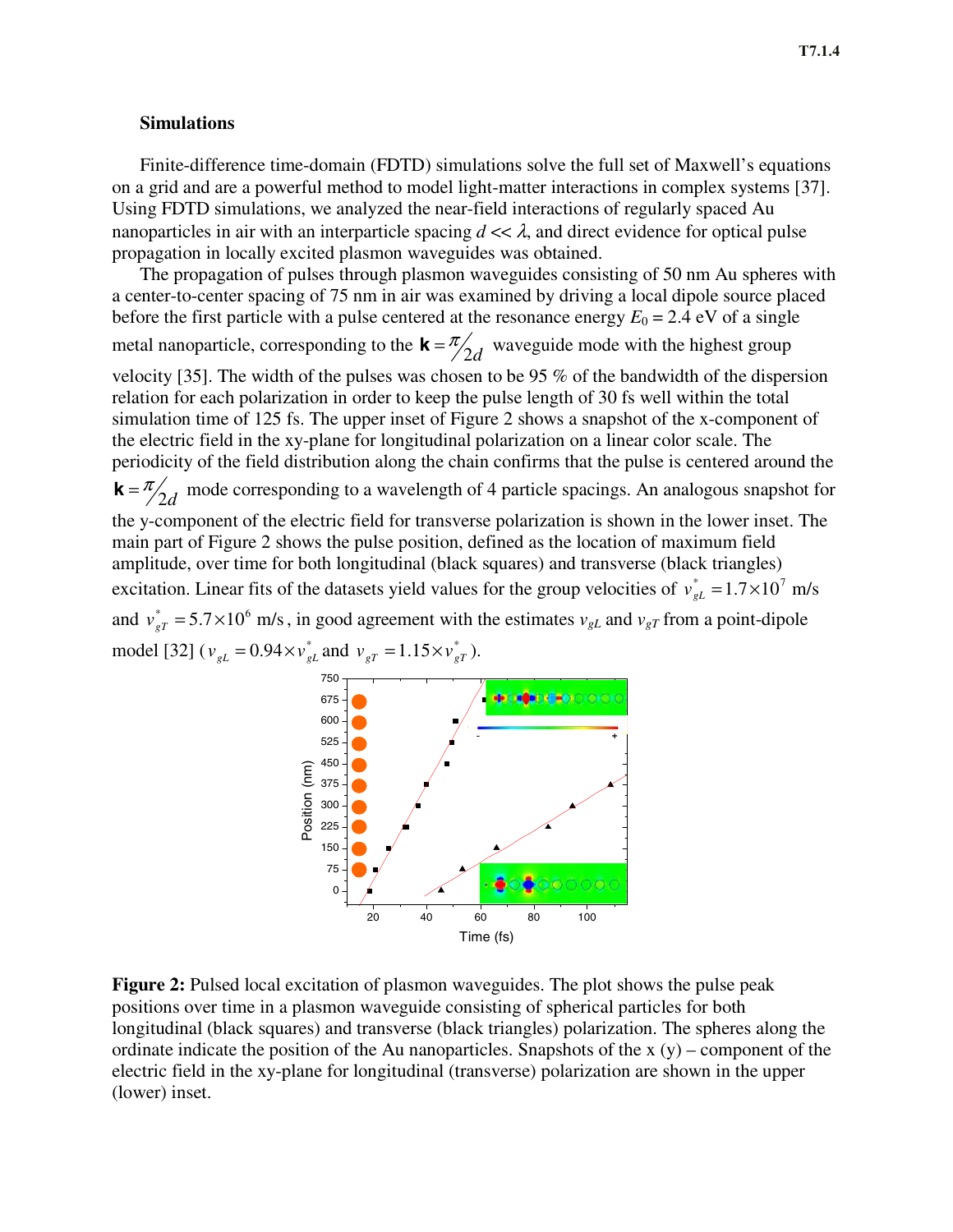### Simulations

Finite-difference time-domain (FDTD) simulations solve the full set of Maxwell's equations on a grid and are a powerful method to model light-matter interactions in complex systems [37]. Using FDTD simulations, we analyzed the near-field interactions of regularly spaced Au nanoparticles in air with an interparticle spacing $d << \lambda$, and direct evidence for optical pulse propagation in locally excited plasmon waveguides was obtained.

The propagation of pulses through plasmon waveguides consisting of 50 nm Au spheres with a center-to-center spacing of 75 nm in air was examined by driving a local dipole source placed before the first particle with a pulse centered at the resonance energy $E_0 = 2.4$ eV of a single metal nanoparticle, corresponding to the $\mathbf{k} = \pi/2d$ waveguide mode with the highest group velocity [35]. The width of the pulses was chosen to be 95 % of the bandwidth of the dispersion relation for each polarization in order to keep the pulse length of 30 fs well within the total simulation time of 125 fs. The upper inset of Figure 2 shows a snapshot of the x-component of the electric field in the xy-plane for longitudinal polarization on a linear color scale. The periodicity of the field distribution along the chain confirms that the pulse is centered around the $\mathbf{k} = \pi/2d$ mode corresponding to a wavelength of 4 particle spacings. An analogous snapshot for the y-component of the electric field for transverse polarization is shown in the lower inset. The main part of Figure 2 shows the pulse position, defined as the location of maximum field amplitude, over time for both longitudinal (black squares) and transverse (black triangles) excitation. Linear fits of the datasets yield values for the group velocities of $v^*_{gL} = 1.7\times10^7$ m/s and $v^*_{gT} = 5.7\times10^6$ m/s, in good agreement with the estimates $v_{gL}$ and $v_{gT}$ from a point-dipole model [32] ($v_{gL} = 0.94\times v^*_{gL}$ and $v_{gT} = 1.15\times v^*_{gT}$).

**Figure 2:** Pulsed local excitation of plasmon waveguides. The plot shows the pulse peak positions over time in a plasmon waveguide consisting of spherical particles for both longitudinal (black squares) and transverse (black triangles) polarization. The spheres along the ordinate indicate the position of the Au nanoparticles. Snapshots of the x (y) – component of the electric field in the xy-plane for longitudinal (transverse) polarization are shown in the upper (lower) inset.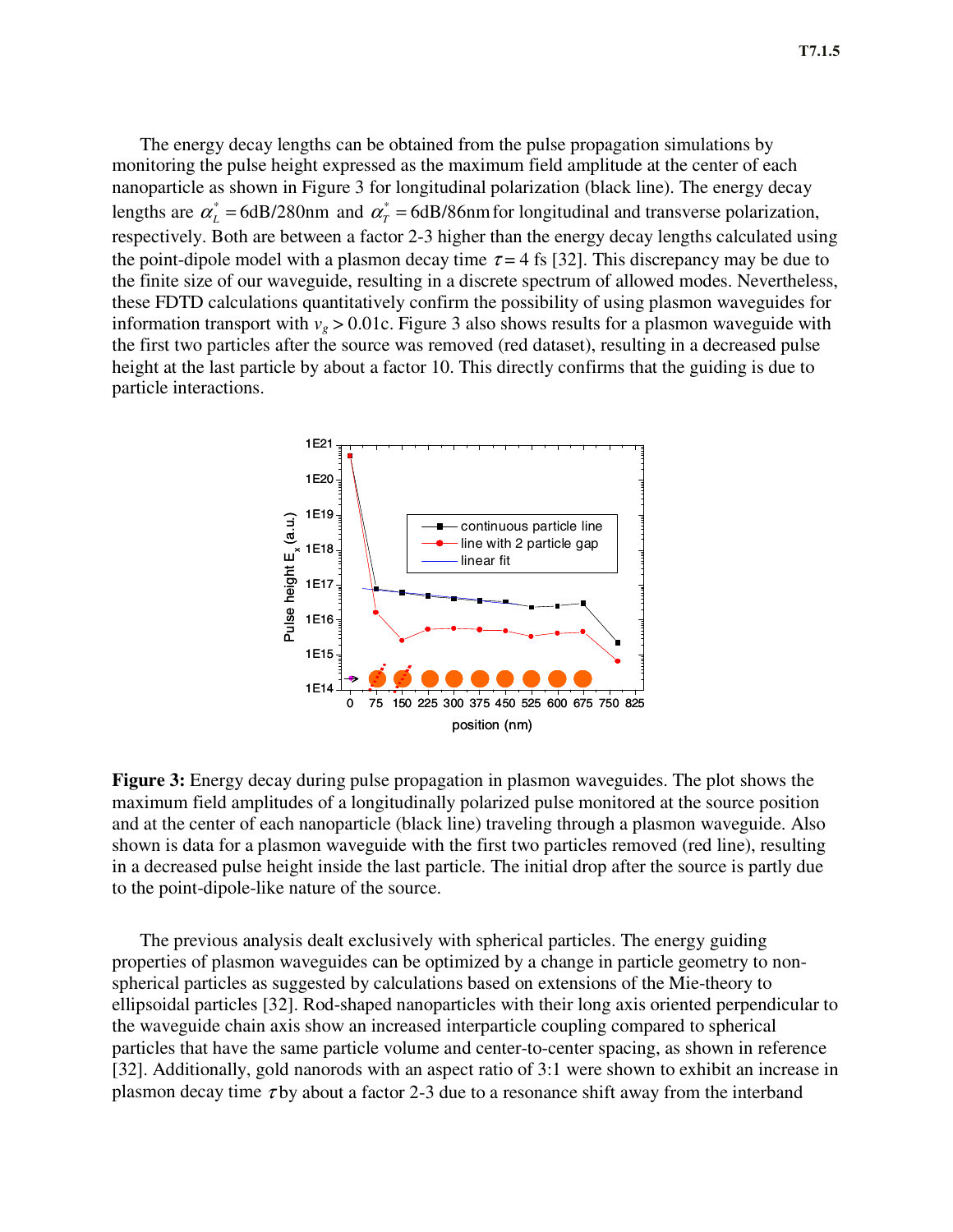The energy decay lengths can be obtained from the pulse propagation simulations by monitoring the pulse height expressed as the maximum field amplitude at the center of each nanoparticle as shown in Figure 3 for longitudinal polarization (black line). The energy decay lengths are $\alpha_L^* = 6\text{dB}/280\text{nm}$ and $\alpha_T^* = 6\text{dB}/86\text{nm}$ for longitudinal and transverse polarization, respectively. Both are between a factor 2-3 higher than the energy decay lengths calculated using the point-dipole model with a plasmon decay time $\tau = 4$ fs [32]. This discrepancy may be due to the finite size of our waveguide, resulting in a discrete spectrum of allowed modes. Nevertheless, these FDTD calculations quantitatively confirm the possibility of using plasmon waveguides for information transport with $v_g > 0.01c$. Figure 3 also shows results for a plasmon waveguide with the first two particles after the source was removed (red dataset), resulting in a decreased pulse height at the last particle by about a factor 10. This directly confirms that the guiding is due to particle interactions.

**Figure 3:** Energy decay during pulse propagation in plasmon waveguides. The plot shows the maximum field amplitudes of a longitudinally polarized pulse monitored at the source position and at the center of each nanoparticle (black line) traveling through a plasmon waveguide. Also shown is data for a plasmon waveguide with the first two particles removed (red line), resulting in a decreased pulse height inside the last particle. The initial drop after the source is partly due to the point-dipole-like nature of the source.

The previous analysis dealt exclusively with spherical particles. The energy guiding properties of plasmon waveguides can be optimized by a change in particle geometry to non-spherical particles as suggested by calculations based on extensions of the Mie-theory to ellipsoidal particles [32]. Rod-shaped nanoparticles with their long axis oriented perpendicular to the waveguide chain axis show an increased interparticle coupling compared to spherical particles that have the same particle volume and center-to-center spacing, as shown in reference [32]. Additionally, gold nanorods with an aspect ratio of 3:1 were shown to exhibit an increase in plasmon decay time $\tau$ by about a factor 2-3 due to a resonance shift away from the interband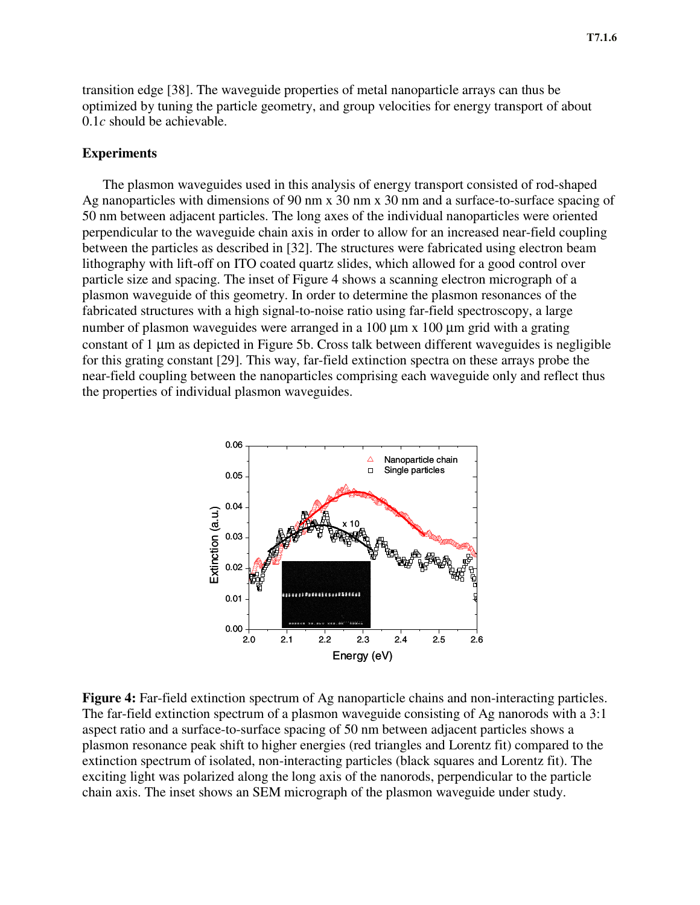transition edge [38]. The waveguide properties of metal nanoparticle arrays can thus be optimized by tuning the particle geometry, and group velocities for energy transport of about $0.1c$ should be achievable.

### Experiments

The plasmon waveguides used in this analysis of energy transport consisted of rod-shaped Ag nanoparticles with dimensions of 90 nm x 30 nm x 30 nm and a surface-to-surface spacing of 50 nm between adjacent particles. The long axes of the individual nanoparticles were oriented perpendicular to the waveguide chain axis in order to allow for an increased near-field coupling between the particles as described in [32]. The structures were fabricated using electron beam lithography with lift-off on ITO coated quartz slides, which allowed for a good control over particle size and spacing. The inset of Figure 4 shows a scanning electron micrograph of a plasmon waveguide of this geometry. In order to determine the plasmon resonances of the fabricated structures with a high signal-to-noise ratio using far-field spectroscopy, a large number of plasmon waveguides were arranged in a 100 µm x 100 µm grid with a grating constant of 1 µm as depicted in Figure 5b. Cross talk between different waveguides is negligible for this grating constant [29]. This way, far-field extinction spectra on these arrays probe the near-field coupling between the nanoparticles comprising each waveguide only and reflect thus the properties of individual plasmon waveguides.

**Figure 4:** Far-field extinction spectrum of Ag nanoparticle chains and non-interacting particles. The far-field extinction spectrum of a plasmon waveguide consisting of Ag nanorods with a 3:1 aspect ratio and a surface-to-surface spacing of 50 nm between adjacent particles shows a plasmon resonance peak shift to higher energies (red triangles and Lorentz fit) compared to the extinction spectrum of isolated, non-interacting particles (black squares and Lorentz fit). The exciting light was polarized along the long axis of the nanorods, perpendicular to the particle chain axis. The inset shows an SEM micrograph of the plasmon waveguide under study.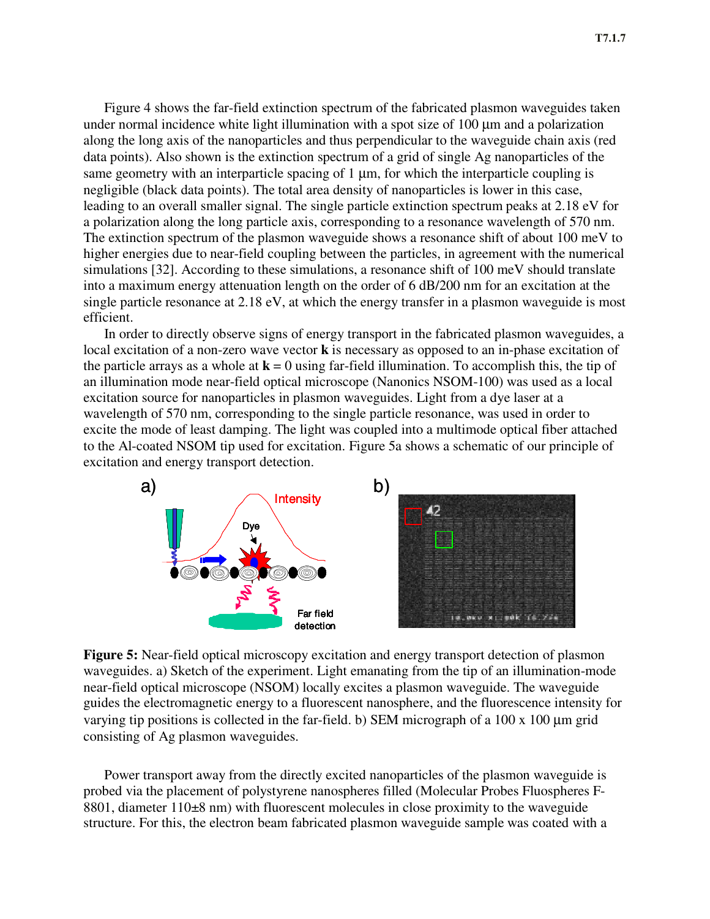Figure 4 shows the far-field extinction spectrum of the fabricated plasmon waveguides taken under normal incidence white light illumination with a spot size of 100 µm and a polarization along the long axis of the nanoparticles and thus perpendicular to the waveguide chain axis (red data points). Also shown is the extinction spectrum of a grid of single Ag nanoparticles of the same geometry with an interparticle spacing of 1 µm, for which the interparticle coupling is negligible (black data points). The total area density of nanoparticles is lower in this case, leading to an overall smaller signal. The single particle extinction spectrum peaks at 2.18 eV for a polarization along the long particle axis, corresponding to a resonance wavelength of 570 nm. The extinction spectrum of the plasmon waveguide shows a resonance shift of about 100 meV to higher energies due to near-field coupling between the particles, in agreement with the numerical simulations [32]. According to these simulations, a resonance shift of 100 meV should translate into a maximum energy attenuation length on the order of 6 dB/200 nm for an excitation at the single particle resonance at 2.18 eV, at which the energy transfer in a plasmon waveguide is most efficient.

In order to directly observe signs of energy transport in the fabricated plasmon waveguides, a local excitation of a non-zero wave vector **k** is necessary as opposed to an in-phase excitation of the particle arrays as a whole at **k** = 0 using far-field illumination. To accomplish this, the tip of an illumination mode near-field optical microscope (Nanonics NSOM-100) was used as a local excitation source for nanoparticles in plasmon waveguides. Light from a dye laser at a wavelength of 570 nm, corresponding to the single particle resonance, was used in order to excite the mode of least damping. The light was coupled into a multimode optical fiber attached to the Al-coated NSOM tip used for excitation. Figure 5a shows a schematic of our principle of excitation and energy transport detection.

**Figure 5:** Near-field optical microscopy excitation and energy transport detection of plasmon waveguides. a) Sketch of the experiment. Light emanating from the tip of an illumination-mode near-field optical microscope (NSOM) locally excites a plasmon waveguide. The waveguide guides the electromagnetic energy to a fluorescent nanosphere, and the fluorescence intensity for varying tip positions is collected in the far-field. b) SEM micrograph of a 100 x 100 µm grid consisting of Ag plasmon waveguides.

Power transport away from the directly excited nanoparticles of the plasmon waveguide is probed via the placement of polystyrene nanospheres filled (Molecular Probes Fluospheres F-8801, diameter 110±8 nm) with fluorescent molecules in close proximity to the waveguide structure. For this, the electron beam fabricated plasmon waveguide sample was coated with a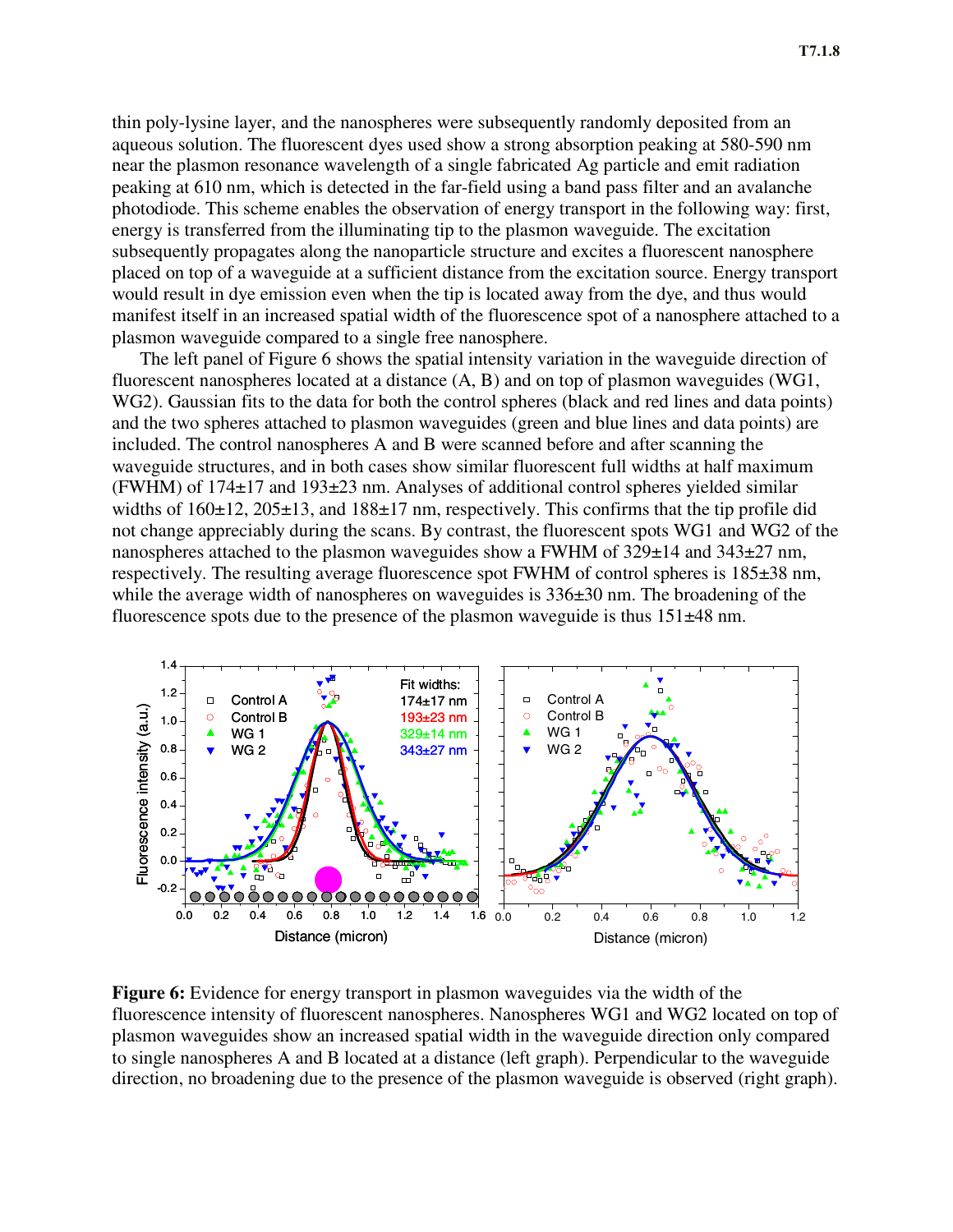thin poly-lysine layer, and the nanospheres were subsequently randomly deposited from an aqueous solution. The fluorescent dyes used show a strong absorption peaking at 580-590 nm near the plasmon resonance wavelength of a single fabricated Ag particle and emit radiation peaking at 610 nm, which is detected in the far-field using a band pass filter and an avalanche photodiode. This scheme enables the observation of energy transport in the following way: first, energy is transferred from the illuminating tip to the plasmon waveguide. The excitation subsequently propagates along the nanoparticle structure and excites a fluorescent nanosphere placed on top of a waveguide at a sufficient distance from the excitation source. Energy transport would result in dye emission even when the tip is located away from the dye, and thus would manifest itself in an increased spatial width of the fluorescence spot of a nanosphere attached to a plasmon waveguide compared to a single free nanosphere.

The left panel of Figure 6 shows the spatial intensity variation in the waveguide direction of fluorescent nanospheres located at a distance (A, B) and on top of plasmon waveguides (WG1, WG2). Gaussian fits to the data for both the control spheres (black and red lines and data points) and the two spheres attached to plasmon waveguides (green and blue lines and data points) are included. The control nanospheres A and B were scanned before and after scanning the waveguide structures, and in both cases show similar fluorescent full widths at half maximum (FWHM) of 174±17 and 193±23 nm. Analyses of additional control spheres yielded similar widths of 160±12, 205±13, and 188±17 nm, respectively. This confirms that the tip profile did not change appreciably during the scans. By contrast, the fluorescent spots WG1 and WG2 of the nanospheres attached to the plasmon waveguides show a FWHM of 329±14 and 343±27 nm, respectively. The resulting average fluorescence spot FWHM of control spheres is 185±38 nm, while the average width of nanospheres on waveguides is 336±30 nm. The broadening of the fluorescence spots due to the presence of the plasmon waveguide is thus 151±48 nm.

**Figure 6:** Evidence for energy transport in plasmon waveguides via the width of the fluorescence intensity of fluorescent nanospheres. Nanospheres WG1 and WG2 located on top of plasmon waveguides show an increased spatial width in the waveguide direction only compared to single nanospheres A and B located at a distance (left graph). Perpendicular to the waveguide direction, no broadening due to the presence of the plasmon waveguide is observed (right graph).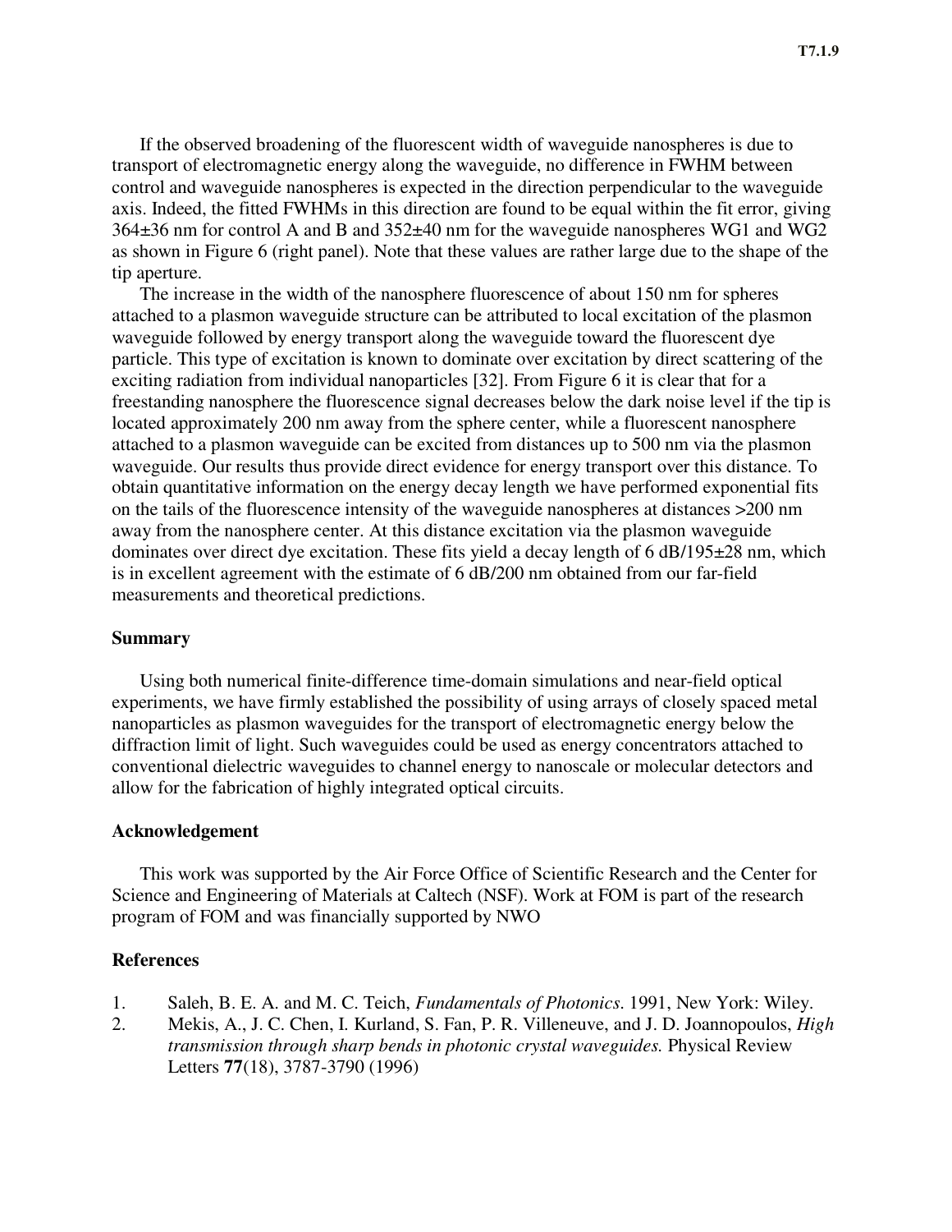If the observed broadening of the fluorescent width of waveguide nanospheres is due to transport of electromagnetic energy along the waveguide, no difference in FWHM between control and waveguide nanospheres is expected in the direction perpendicular to the waveguide axis. Indeed, the fitted FWHMs in this direction are found to be equal within the fit error, giving 364±36 nm for control A and B and 352±40 nm for the waveguide nanospheres WG1 and WG2 as shown in Figure 6 (right panel). Note that these values are rather large due to the shape of the tip aperture.

The increase in the width of the nanosphere fluorescence of about 150 nm for spheres attached to a plasmon waveguide structure can be attributed to local excitation of the plasmon waveguide followed by energy transport along the waveguide toward the fluorescent dye particle. This type of excitation is known to dominate over excitation by direct scattering of the exciting radiation from individual nanoparticles [32]. From Figure 6 it is clear that for a freestanding nanosphere the fluorescence signal decreases below the dark noise level if the tip is located approximately 200 nm away from the sphere center, while a fluorescent nanosphere attached to a plasmon waveguide can be excited from distances up to 500 nm via the plasmon waveguide. Our results thus provide direct evidence for energy transport over this distance. To obtain quantitative information on the energy decay length we have performed exponential fits on the tails of the fluorescence intensity of the waveguide nanospheres at distances >200 nm away from the nanosphere center. At this distance excitation via the plasmon waveguide dominates over direct dye excitation. These fits yield a decay length of 6 dB/195±28 nm, which is in excellent agreement with the estimate of 6 dB/200 nm obtained from our far-field measurements and theoretical predictions.

## Summary

Using both numerical finite-difference time-domain simulations and near-field optical experiments, we have firmly established the possibility of using arrays of closely spaced metal nanoparticles as plasmon waveguides for the transport of electromagnetic energy below the diffraction limit of light. Such waveguides could be used as energy concentrators attached to conventional dielectric waveguides to channel energy to nanoscale or molecular detectors and allow for the fabrication of highly integrated optical circuits.

## Acknowledgement

This work was supported by the Air Force Office of Scientific Research and the Center for Science and Engineering of Materials at Caltech (NSF). Work at FOM is part of the research program of FOM and was financially supported by NWO

## References

1. Saleh, B. E. A. and M. C. Teich, *Fundamentals of Photonics*. 1991, New York: Wiley.
2. Mekis, A., J. C. Chen, I. Kurland, S. Fan, P. R. Villeneuve, and J. D. Joannopoulos, *High transmission through sharp bends in photonic crystal waveguides.* Physical Review Letters **77**(18), 3787-3790 (1996)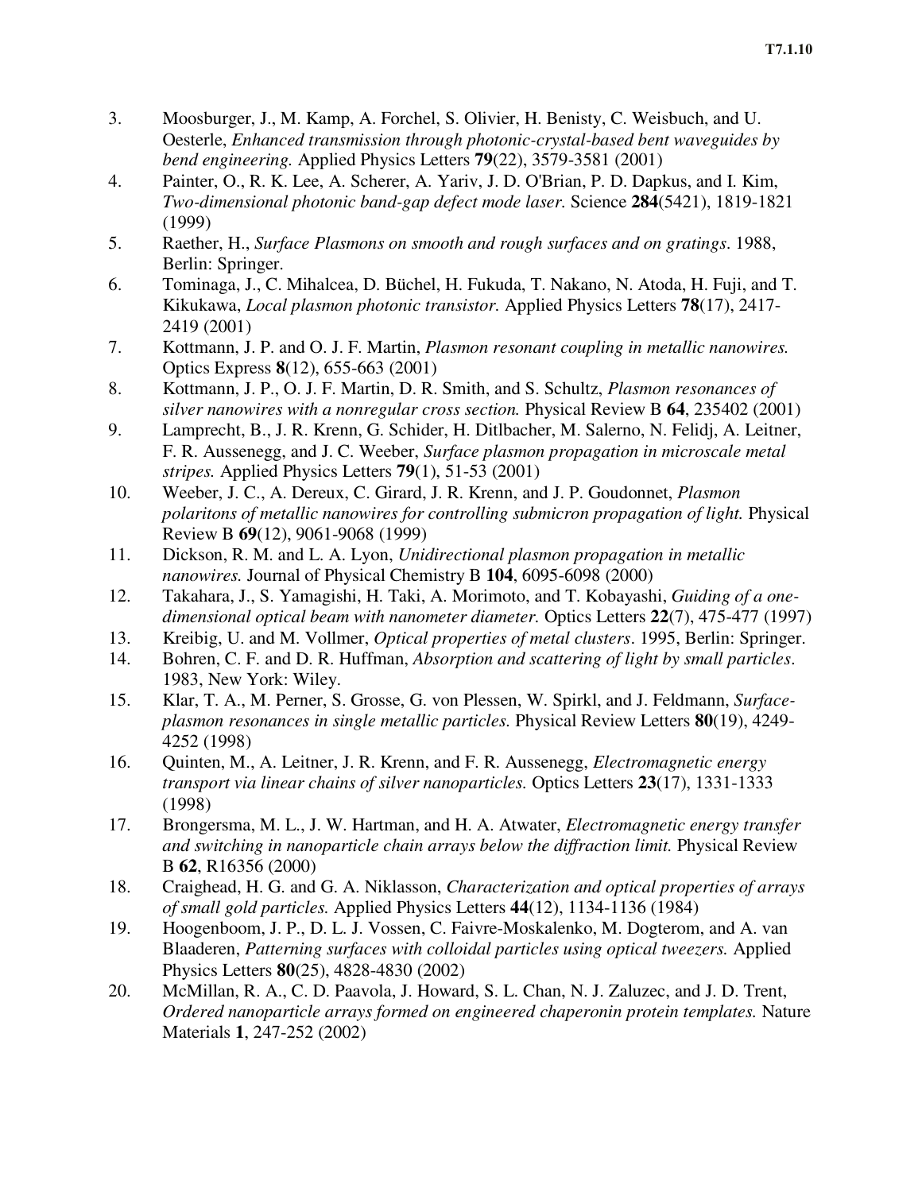3. Moosburger, J., M. Kamp, A. Forchel, S. Olivier, H. Benisty, C. Weisbuch, and U. Oesterle, *Enhanced transmission through photonic-crystal-based bent waveguides by bend engineering.* Applied Physics Letters **79**(22), 3579-3581 (2001)
4. Painter, O., R. K. Lee, A. Scherer, A. Yariv, J. D. O'Brian, P. D. Dapkus, and I. Kim, *Two-dimensional photonic band-gap defect mode laser.* Science **284**(5421), 1819-1821 (1999)
5. Raether, H., *Surface Plasmons on smooth and rough surfaces and on gratings*. 1988, Berlin: Springer.
6. Tominaga, J., C. Mihalcea, D. Büchel, H. Fukuda, T. Nakano, N. Atoda, H. Fuji, and T. Kikukawa, *Local plasmon photonic transistor.* Applied Physics Letters **78**(17), 2417-2419 (2001)
7. Kottmann, J. P. and O. J. F. Martin, *Plasmon resonant coupling in metallic nanowires.* Optics Express **8**(12), 655-663 (2001)
8. Kottmann, J. P., O. J. F. Martin, D. R. Smith, and S. Schultz, *Plasmon resonances of silver nanowires with a nonregular cross section.* Physical Review B **64**, 235402 (2001)
9. Lamprecht, B., J. R. Krenn, G. Schider, H. Ditlbacher, M. Salerno, N. Felidj, A. Leitner, F. R. Aussenegg, and J. C. Weeber, *Surface plasmon propagation in microscale metal stripes.* Applied Physics Letters **79**(1), 51-53 (2001)
10. Weeber, J. C., A. Dereux, C. Girard, J. R. Krenn, and J. P. Goudonnet, *Plasmon polaritons of metallic nanowires for controlling submicron propagation of light.* Physical Review B **69**(12), 9061-9068 (1999)
11. Dickson, R. M. and L. A. Lyon, *Unidirectional plasmon propagation in metallic nanowires.* Journal of Physical Chemistry B **104**, 6095-6098 (2000)
12. Takahara, J., S. Yamagishi, H. Taki, A. Morimoto, and T. Kobayashi, *Guiding of a one-dimensional optical beam with nanometer diameter.* Optics Letters **22**(7), 475-477 (1997)
13. Kreibig, U. and M. Vollmer, *Optical properties of metal clusters*. 1995, Berlin: Springer.
14. Bohren, C. F. and D. R. Huffman, *Absorption and scattering of light by small particles*. 1983, New York: Wiley.
15. Klar, T. A., M. Perner, S. Grosse, G. von Plessen, W. Spirkl, and J. Feldmann, *Surface-plasmon resonances in single metallic particles.* Physical Review Letters **80**(19), 4249-4252 (1998)
16. Quinten, M., A. Leitner, J. R. Krenn, and F. R. Aussenegg, *Electromagnetic energy transport via linear chains of silver nanoparticles.* Optics Letters **23**(17), 1331-1333 (1998)
17. Brongersma, M. L., J. W. Hartman, and H. A. Atwater, *Electromagnetic energy transfer and switching in nanoparticle chain arrays below the diffraction limit.* Physical Review B **62**, R16356 (2000)
18. Craighead, H. G. and G. A. Niklasson, *Characterization and optical properties of arrays of small gold particles.* Applied Physics Letters **44**(12), 1134-1136 (1984)
19. Hoogenboom, J. P., D. L. J. Vossen, C. Faivre-Moskalenko, M. Dogterom, and A. van Blaaderen, *Patterning surfaces with colloidal particles using optical tweezers.* Applied Physics Letters **80**(25), 4828-4830 (2002)
20. McMillan, R. A., C. D. Paavola, J. Howard, S. L. Chan, N. J. Zaluzec, and J. D. Trent, *Ordered nanoparticle arrays formed on engineered chaperonin protein templates.* Nature Materials **1**, 247-252 (2002)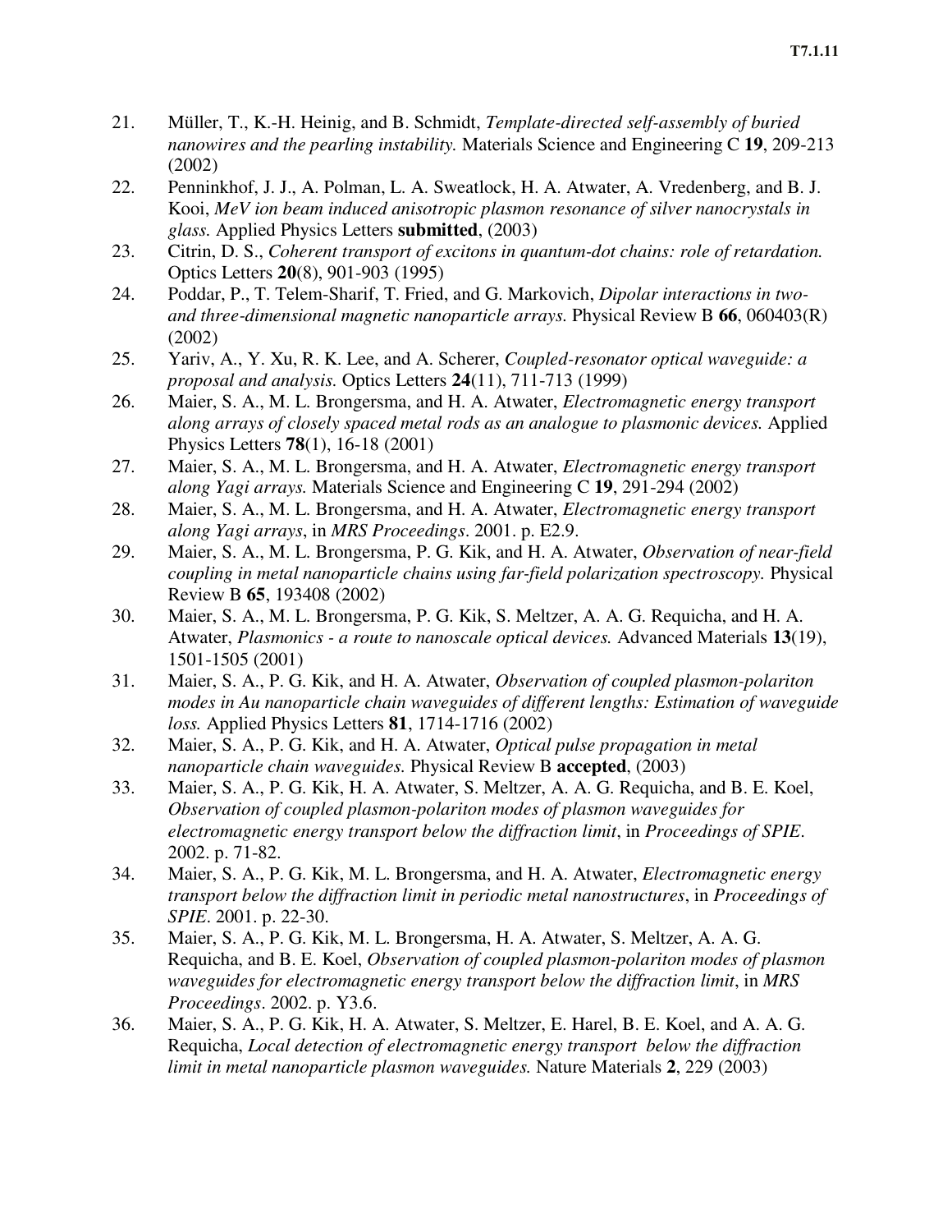21. Müller, T., K.-H. Heinig, and B. Schmidt, *Template-directed self-assembly of buried nanowires and the pearling instability.* Materials Science and Engineering C **19**, 209-213 (2002)
22. Penninkhof, J. J., A. Polman, L. A. Sweatlock, H. A. Atwater, A. Vredenberg, and B. J. Kooi, *MeV ion beam induced anisotropic plasmon resonance of silver nanocrystals in glass.* Applied Physics Letters **submitted**, (2003)
23. Citrin, D. S., *Coherent transport of excitons in quantum-dot chains: role of retardation.* Optics Letters **20**(8), 901-903 (1995)
24. Poddar, P., T. Telem-Sharif, T. Fried, and G. Markovich, *Dipolar interactions in two- and three-dimensional magnetic nanoparticle arrays.* Physical Review B **66**, 060403(R) (2002)
25. Yariv, A., Y. Xu, R. K. Lee, and A. Scherer, *Coupled-resonator optical waveguide: a proposal and analysis.* Optics Letters **24**(11), 711-713 (1999)
26. Maier, S. A., M. L. Brongersma, and H. A. Atwater, *Electromagnetic energy transport along arrays of closely spaced metal rods as an analogue to plasmonic devices.* Applied Physics Letters **78**(1), 16-18 (2001)
27. Maier, S. A., M. L. Brongersma, and H. A. Atwater, *Electromagnetic energy transport along Yagi arrays.* Materials Science and Engineering C **19**, 291-294 (2002)
28. Maier, S. A., M. L. Brongersma, and H. A. Atwater, *Electromagnetic energy transport along Yagi arrays*, in *MRS Proceedings*. 2001. p. E2.9.
29. Maier, S. A., M. L. Brongersma, P. G. Kik, and H. A. Atwater, *Observation of near-field coupling in metal nanoparticle chains using far-field polarization spectroscopy.* Physical Review B **65**, 193408 (2002)
30. Maier, S. A., M. L. Brongersma, P. G. Kik, S. Meltzer, A. A. G. Requicha, and H. A. Atwater, *Plasmonics - a route to nanoscale optical devices.* Advanced Materials **13**(19), 1501-1505 (2001)
31. Maier, S. A., P. G. Kik, and H. A. Atwater, *Observation of coupled plasmon-polariton modes in Au nanoparticle chain waveguides of different lengths: Estimation of waveguide loss.* Applied Physics Letters **81**, 1714-1716 (2002)
32. Maier, S. A., P. G. Kik, and H. A. Atwater, *Optical pulse propagation in metal nanoparticle chain waveguides.* Physical Review B **accepted**, (2003)
33. Maier, S. A., P. G. Kik, H. A. Atwater, S. Meltzer, A. A. G. Requicha, and B. E. Koel, *Observation of coupled plasmon-polariton modes of plasmon waveguides for electromagnetic energy transport below the diffraction limit*, in *Proceedings of SPIE*. 2002. p. 71-82.
34. Maier, S. A., P. G. Kik, M. L. Brongersma, and H. A. Atwater, *Electromagnetic energy transport below the diffraction limit in periodic metal nanostructures*, in *Proceedings of SPIE*. 2001. p. 22-30.
35. Maier, S. A., P. G. Kik, M. L. Brongersma, H. A. Atwater, S. Meltzer, A. A. G. Requicha, and B. E. Koel, *Observation of coupled plasmon-polariton modes of plasmon waveguides for electromagnetic energy transport below the diffraction limit*, in *MRS Proceedings*. 2002. p. Y3.6.
36. Maier, S. A., P. G. Kik, H. A. Atwater, S. Meltzer, E. Harel, B. E. Koel, and A. A. G. Requicha, *Local detection of electromagnetic energy transport below the diffraction limit in metal nanoparticle plasmon waveguides.* Nature Materials **2**, 229 (2003)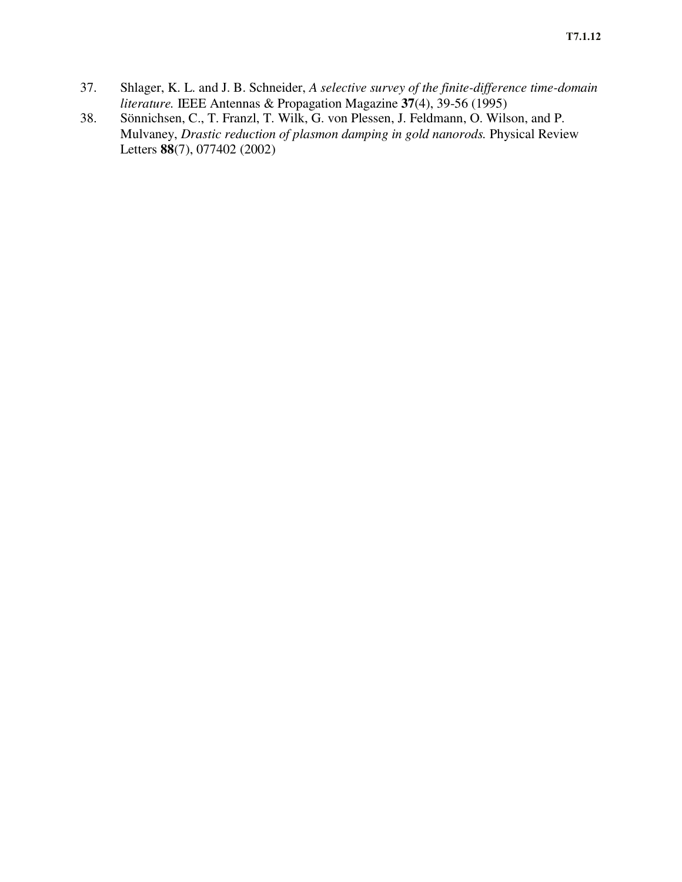37. Shlager, K. L. and J. B. Schneider, *A selective survey of the finite-difference time-domain literature.* IEEE Antennas & Propagation Magazine **37**(4), 39-56 (1995)
38. Sönnichsen, C., T. Franzl, T. Wilk, G. von Plessen, J. Feldmann, O. Wilson, and P. Mulvaney, *Drastic reduction of plasmon damping in gold nanorods.* Physical Review Letters **88**(7), 077402 (2002)